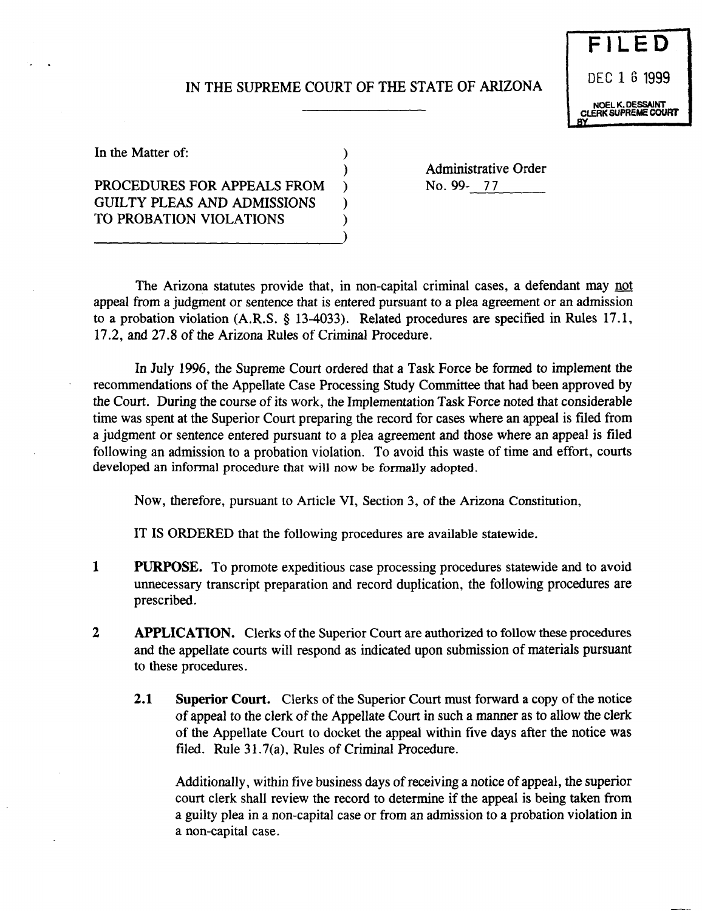# IN THE SUPREME COURT OF THE STATE OF ARIZONA

**FILED**
DEC 1 6 1999
NOEL K. DESSAINT
CLERK SUPREME COURT
BY

In the Matter of:

PROCEDURES FOR APPEALS FROM GUILTY PLEAS AND ADMISSIONS TO PROBATION VIOLATIONS

Administrative Order No. 99- 77

The Arizona statutes provide that, in non-capital criminal cases, a defendant may not appeal from a judgment or sentence that is entered pursuant to a plea agreement or an admission to a probation violation (A.R.S. § 13-4033). Related procedures are specified in Rules 17.1, 17.2, and 27.8 of the Arizona Rules of Criminal Procedure.

In July 1996, the Supreme Court ordered that a Task Force be formed to implement the recommendations of the Appellate Case Processing Study Committee that had been approved by the Court. During the course of its work, the Implementation Task Force noted that considerable time was spent at the Superior Court preparing the record for cases where an appeal is filed from a judgment or sentence entered pursuant to a plea agreement and those where an appeal is filed following an admission to a probation violation. To avoid this waste of time and effort, courts developed an informal procedure that will now be formally adopted.

Now, therefore, pursuant to Article VI, Section 3, of the Arizona Constitution,

IT IS ORDERED that the following procedures are available statewide.

1 **PURPOSE.** To promote expeditious case processing procedures statewide and to avoid unnecessary transcript preparation and record duplication, the following procedures are prescribed.

2 **APPLICATION.** Clerks of the Superior Court are authorized to follow these procedures and the appellate courts will respond as indicated upon submission of materials pursuant to these procedures.

2.1 **Superior Court.** Clerks of the Superior Court must forward a copy of the notice of appeal to the clerk of the Appellate Court in such a manner as to allow the clerk of the Appellate Court to docket the appeal within five days after the notice was filed. Rule 31.7(a), Rules of Criminal Procedure.

Additionally, within five business days of receiving a notice of appeal, the superior court clerk shall review the record to determine if the appeal is being taken from a guilty plea in a non-capital case or from an admission to a probation violation in a non-capital case.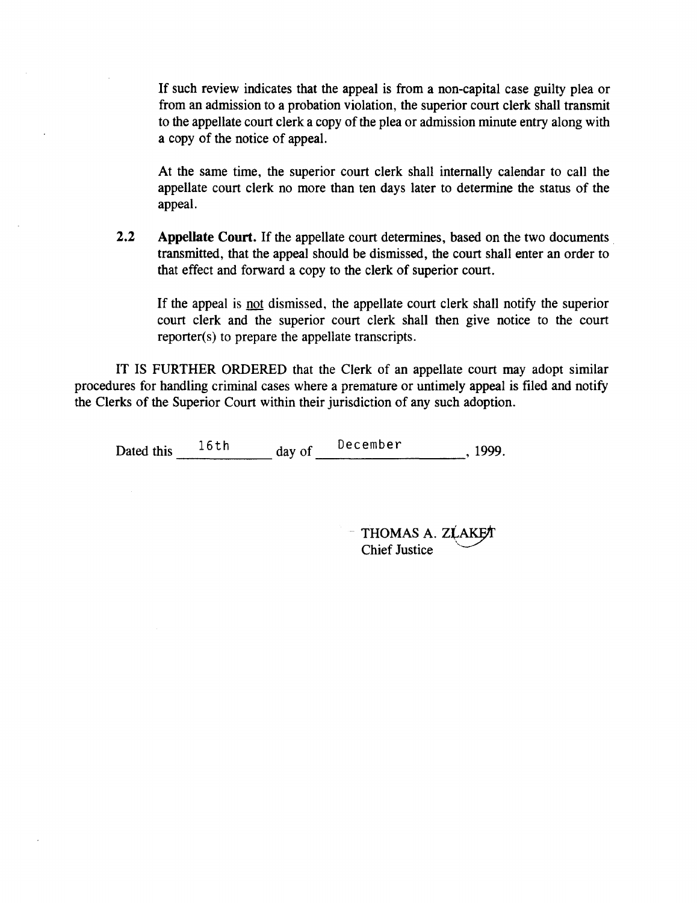If such review indicates that the appeal is from a non-capital case guilty plea or from an admission to a probation violation, the superior court clerk shall transmit to the appellate court clerk a copy of the plea or admission minute entry along with a copy of the notice of appeal.

At the same time, the superior court clerk shall internally calendar to call the appellate court clerk no more than ten days later to determine the status of the appeal.

**2.2 Appellate Court.** If the appellate court determines, based on the two documents transmitted, that the appeal should be dismissed, the court shall enter an order to that effect and forward a copy to the clerk of superior court.

If the appeal is not dismissed, the appellate court clerk shall notify the superior court clerk and the superior court clerk shall then give notice to the court reporter(s) to prepare the appellate transcripts.

IT IS FURTHER ORDERED that the Clerk of an appellate court may adopt similar procedures for handling criminal cases where a premature or untimely appeal is filed and notify the Clerks of the Superior Court within their jurisdiction of any such adoption.

Dated this 16th day of December, 1999.

THOMAS A. ZLAKET
Chief Justice